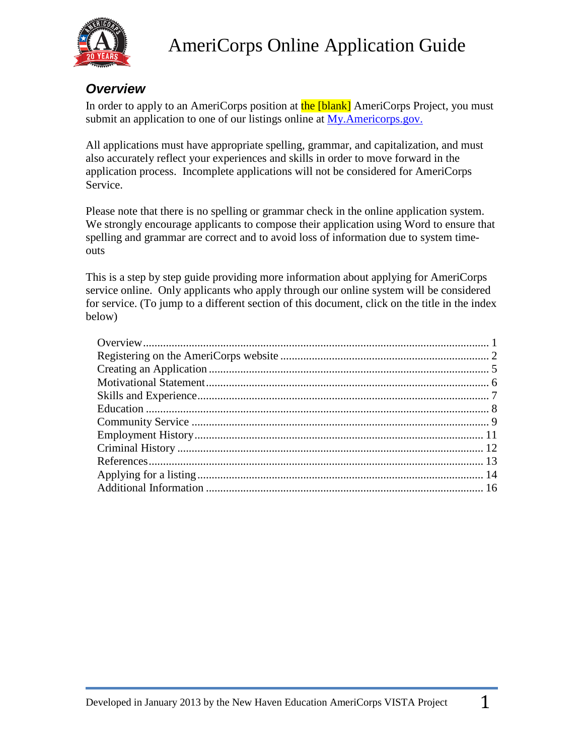# AmeriCorps Online Application Guide

## *Overview*

In order to apply to an AmeriCorps position at the [blank] AmeriCorps Project, you must submit an application to one of our listings online at My.Americorps.gov.

All applications must have appropriate spelling, grammar, and capitalization, and must also accurately reflect your experiences and skills in order to move forward in the application process. Incomplete applications will not be considered for AmeriCorps Service.

Please note that there is no spelling or grammar check in the online application system. We strongly encourage applicants to compose their application using Word to ensure that spelling and grammar are correct and to avoid loss of information due to system time-outs

This is a step by step guide providing more information about applying for AmeriCorps service online. Only applicants who apply through our online system will be considered for service. (To jump to a different section of this document, click on the title in the index below)

- Overview ........ 1
- Registering on the AmeriCorps website ........ 2
- Creating an Application ........ 5
- Motivational Statement ........ 6
- Skills and Experience ........ 7
- Education ........ 8
- Community Service ........ 9
- Employment History ........ 11
- Criminal History ........ 12
- References ........ 13
- Applying for a listing ........ 14
- Additional Information ........ 16

Developed in January 2013 by the New Haven Education AmeriCorps VISTA Project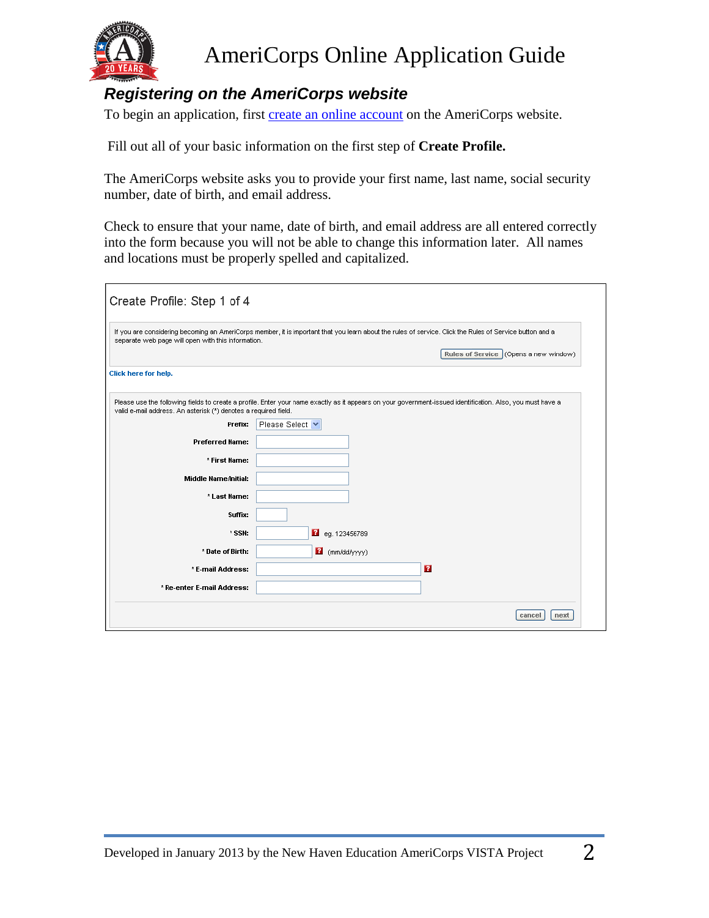# AmeriCorps Online Application Guide

## *Registering on the AmeriCorps website*

To begin an application, first [create an online account](create an online account) on the AmeriCorps website.

Fill out all of your basic information on the first step of **Create Profile.**

The AmeriCorps website asks you to provide your first name, last name, social security number, date of birth, and email address.

Check to ensure that your name, date of birth, and email address are all entered correctly into the form because you will not be able to change this information later. All names and locations must be properly spelled and capitalized.

Create Profile: Step 1 of 4

If you are considering becoming an AmeriCorps member, it is important that you learn about the rules of service. Click the Rules of Service button and a separate web page will open with this information.

Rules of Service (Opens a new window)

**Click here for help.**

Please use the following fields to create a profile. Enter your name exactly as it appears on your government-issued identification. Also, you must have a valid e-mail address. An asterisk (*) denotes a required field.

**Prefix:** Please Select

**Preferred Name:**

**\* First Name:**

**Middle Name/Initial:**

**\* Last Name:**

**Suffix:**

**\* SSN:** eg. 123456789

**\* Date of Birth:** (mm/dd/yyyy)

**\* E-mail Address:**

**\* Re-enter E-mail Address:**

cancel next

Developed in January 2013 by the New Haven Education AmeriCorps VISTA Project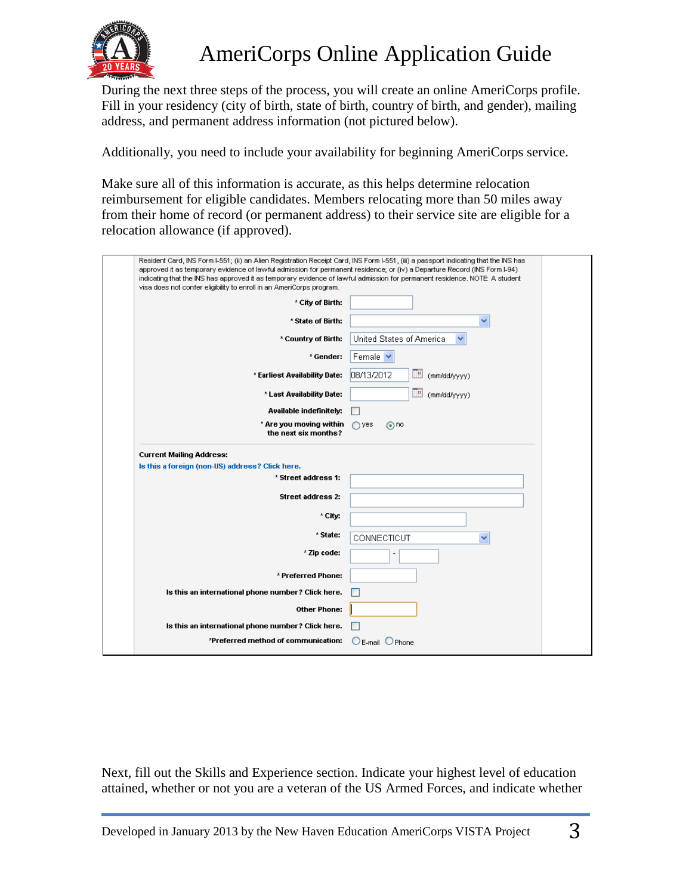During the next three steps of the process, you will create an online AmeriCorps profile. Fill in your residency (city of birth, state of birth, country of birth, and gender), mailing address, and permanent address information (not pictured below).

Additionally, you need to include your availability for beginning AmeriCorps service.

Make sure all of this information is accurate, as this helps determine relocation reimbursement for eligible candidates. Members relocating more than 50 miles away from their home of record (or permanent address) to their service site are eligible for a relocation allowance (if approved).

Resident Card, INS Form I-551; (ii) an Alien Registration Receipt Card, INS Form I-551, (iii) a passport indicating that the INS has approved it as temporary evidence of lawful admission for permanent residence; or (iv) a Departure Record (INS Form I-94) indicating that the INS has approved it as temporary evidence of lawful admission for permanent residence. NOTE: A student visa does not confer eligibility to enroll in an AmeriCorps program.

* City of Birth:

* State of Birth:

* Country of Birth: United States of America

* Gender: Female

* Earliest Availability Date: 08/13/2012 (mm/dd/yyyy)

* Last Availability Date: (mm/dd/yyyy)

Available indefinitely:

* Are you moving within the next six months? yes / no

**Current Mailing Address:**

Is this a foreign (non-US) address? Click here.

* Street address 1:

Street address 2:

* City:

* State: CONNECTICUT

* Zip code: -

* Preferred Phone:

Is this an international phone number? Click here.

Other Phone:

Is this an international phone number? Click here.

*Preferred method of communication: E-mail / Phone

Next, fill out the Skills and Experience section. Indicate your highest level of education attained, whether or not you are a veteran of the US Armed Forces, and indicate whether

Developed in January 2013 by the New Haven Education AmeriCorps VISTA Project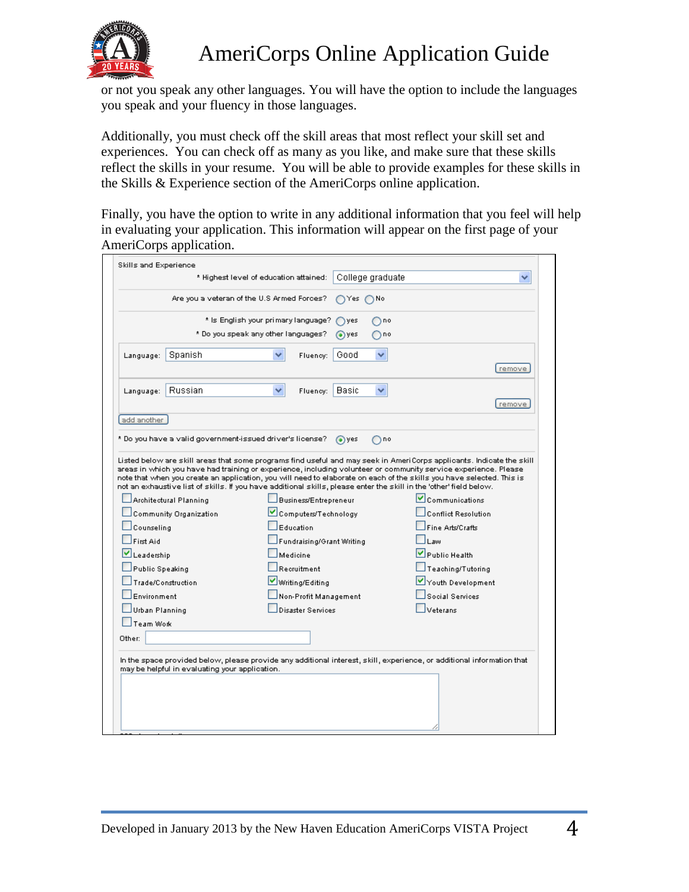or not you speak any other languages. You will have the option to include the languages you speak and your fluency in those languages.

Additionally, you must check off the skill areas that most reflect your skill set and experiences. You can check off as many as you like, and make sure that these skills reflect the skills in your resume. You will be able to provide examples for these skills in the Skills & Experience section of the AmeriCorps online application.

Finally, you have the option to write in any additional information that you feel will help in evaluating your application. This information will appear on the first page of your AmeriCorps application.

Skills and Experience

\* Highest level of education attained: College graduate

Are you a veteran of the U.S Armed Forces? ○ Yes ○ No

\* Is English your primary language? ○ yes ○ no

\* Do you speak any other languages? ◉ yes ○ no

Language: Spanish Fluency: Good [remove]

Language: Russian Fluency: Basic [remove]

[add another]

\* Do you have a valid government-issued driver's license? ◉ yes ○ no

Listed below are skill areas that some programs find useful and may seek in AmeriCorps applicants. Indicate the skill areas in which you have had training or experience, including volunteer or community service experience. Please note that when you create an application, you will need to elaborate on each of the skills you have selected. This is not an exhaustive list of skills. If you have additional skills, please enter the skill in the 'other' field below.

- [ ] Architectural Planning
- [ ] Business/Entrepreneur
- [x] Communications
- [ ] Community Organization
- [x] Computers/Technology
- [ ] Conflict Resolution
- [ ] Counseling
- [ ] Education
- [ ] Fine Arts/Crafts
- [ ] First Aid
- [ ] Fundraising/Grant Writing
- [ ] Law
- [x] Leadership
- [ ] Medicine
- [x] Public Health
- [ ] Public Speaking
- [ ] Recruitment
- [ ] Teaching/Tutoring
- [ ] Trade/Construction
- [x] Writing/Editing
- [x] Youth Development
- [ ] Environment
- [ ] Non-Profit Management
- [ ] Social Services
- [ ] Urban Planning
- [ ] Disaster Services
- [ ] Veterans
- [ ] Team Work

Other:

In the space provided below, please provide any additional interest, skill, experience, or additional information that may be helpful in evaluating your application.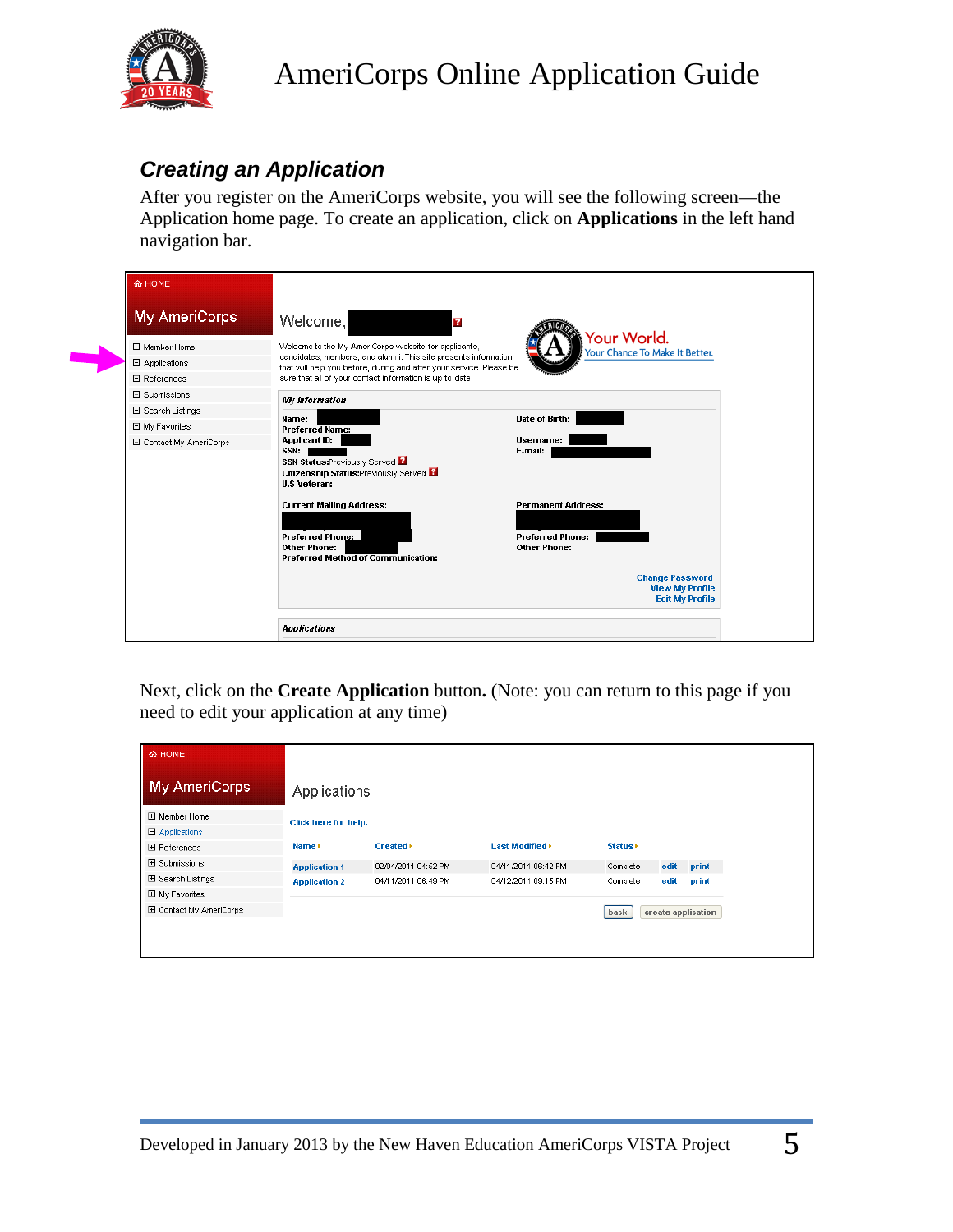## *Creating an Application*

After you register on the AmeriCorps website, you will see the following screen—the Application home page. To create an application, click on **Applications** in the left hand navigation bar.

Next, click on the **Create Application** button**.** (Note: you can return to this page if you need to edit your application at any time)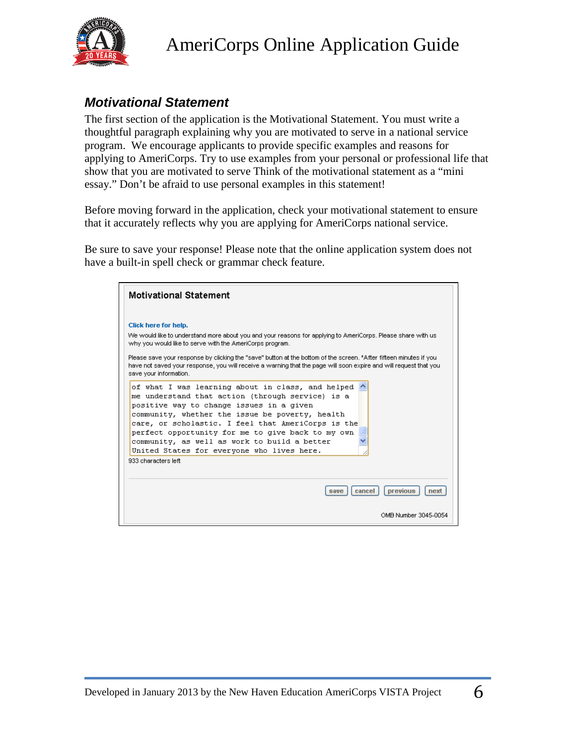## *Motivational Statement*

The first section of the application is the Motivational Statement. You must write a thoughtful paragraph explaining why you are motivated to serve in a national service program. We encourage applicants to provide specific examples and reasons for applying to AmeriCorps. Try to use examples from your personal or professional life that show that you are motivated to serve Think of the motivational statement as a "mini essay." Don't be afraid to use personal examples in this statement!

Before moving forward in the application, check your motivational statement to ensure that it accurately reflects why you are applying for AmeriCorps national service.

Be sure to save your response! Please note that the online application system does not have a built-in spell check or grammar check feature.

**Motivational Statement**

**Click here for help.**

We would like to understand more about you and your reasons for applying to AmeriCorps. Please share with us why you would like to serve with the AmeriCorps program.

Please save your response by clicking the "save" button at the bottom of the screen. *After fifteen minutes if you have not saved your response, you will receive a warning that the page will soon expire and will request that you save your information.

```
of what I was learning about in class, and helped
me understand that action (through service) is a
positive way to change issues in a given
community, whether the issue be poverty, health
care, or scholastic. I feel that AmeriCorps is the
perfect opportunity for me to give back to my own
community, as well as work to build a better
United States for everyone who lives here.
```

933 characters left

save | cancel | previous | next

OMB Number 3045-0054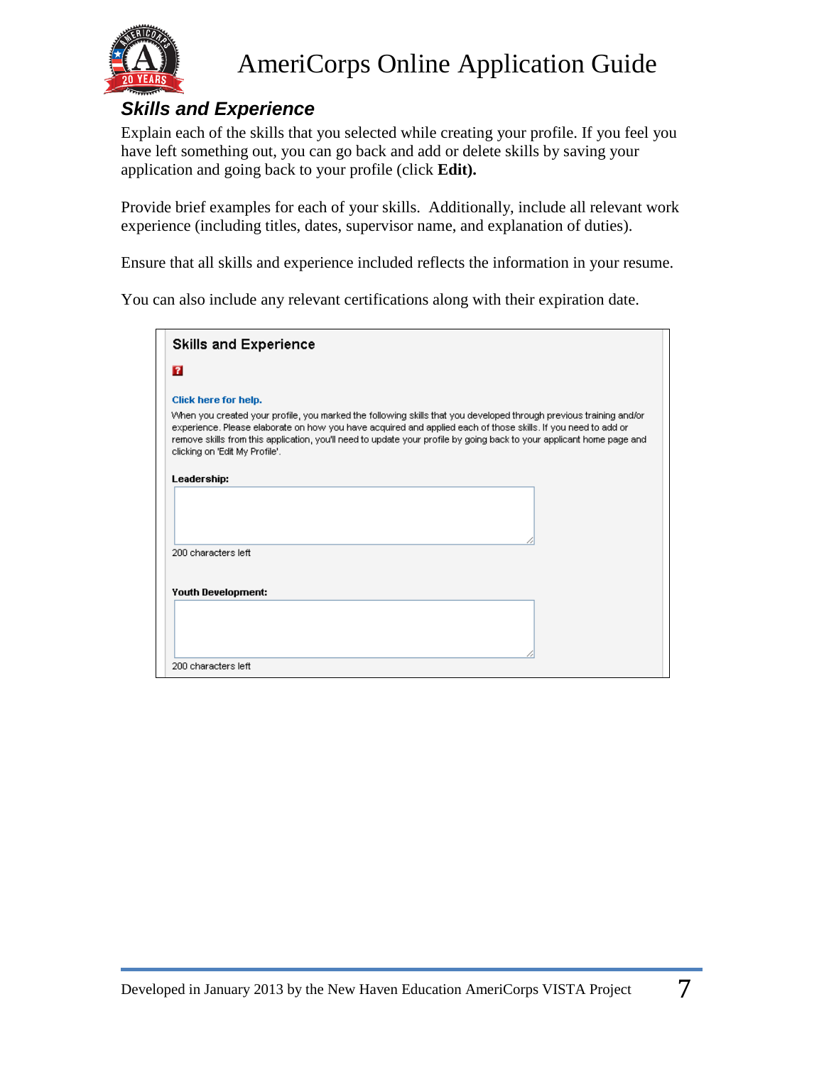## *Skills and Experience*

Explain each of the skills that you selected while creating your profile. If you feel you have left something out, you can go back and add or delete skills by saving your application and going back to your profile (click **Edit).**

Provide brief examples for each of your skills. Additionally, include all relevant work experience (including titles, dates, supervisor name, and explanation of duties).

Ensure that all skills and experience included reflects the information in your resume.

You can also include any relevant certifications along with their expiration date.

**Skills and Experience**

Click here for help.

When you created your profile, you marked the following skills that you developed through previous training and/or experience. Please elaborate on how you have acquired and applied each of those skills. If you need to add or remove skills from this application, you'll need to update your profile by going back to your applicant home page and clicking on 'Edit My Profile'.

**Leadership:**

200 characters left

**Youth Development:**

200 characters left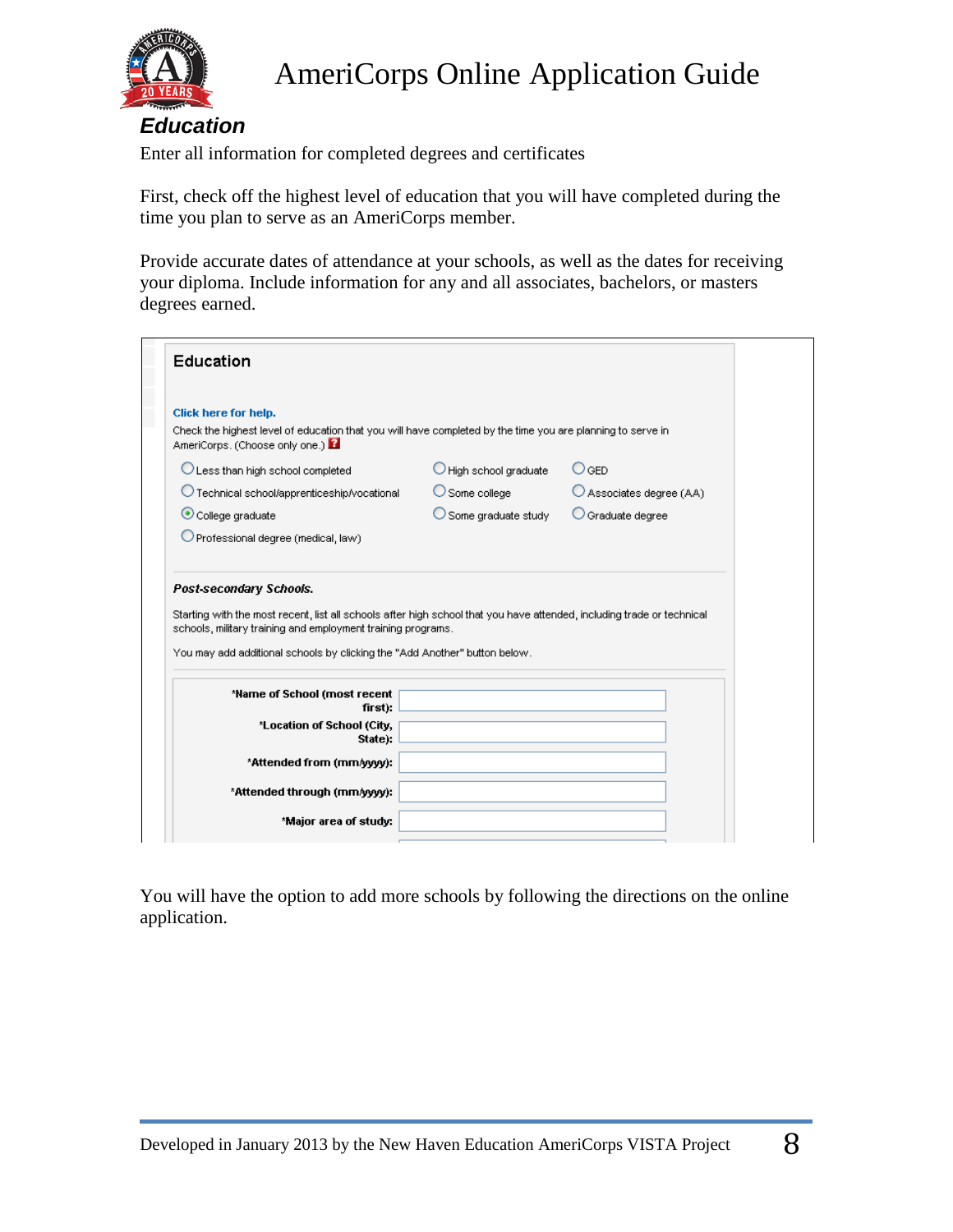## Education

Enter all information for completed degrees and certificates

First, check off the highest level of education that you will have completed during the time you plan to serve as an AmeriCorps member.

Provide accurate dates of attendance at your schools, as well as the dates for receiving your diploma. Include information for any and all associates, bachelors, or masters degrees earned.

### Education

**Click here for help.**

Check the highest level of education that you will have completed by the time you are planning to serve in AmeriCorps. (Choose only one.)

- ○ Less than high school completed
- ○ High school graduate
- ○ GED
- ○ Technical school/apprenticeship/vocational
- ○ Some college
- ○ Associates degree (AA)
- ◉ College graduate
- ○ Some graduate study
- ○ Graduate degree
- ○ Professional degree (medical, law)

***Post-secondary Schools.***

Starting with the most recent, list all schools after high school that you have attended, including trade or technical schools, military training and employment training programs.

You may add additional schools by clicking the "Add Another" button below.

**\*Name of School (most recent first):**

**\*Location of School (City, State):**

**\*Attended from (mm/yyyy):**

**\*Attended through (mm/yyyy):**

**\*Major area of study:**

You will have the option to add more schools by following the directions on the online application.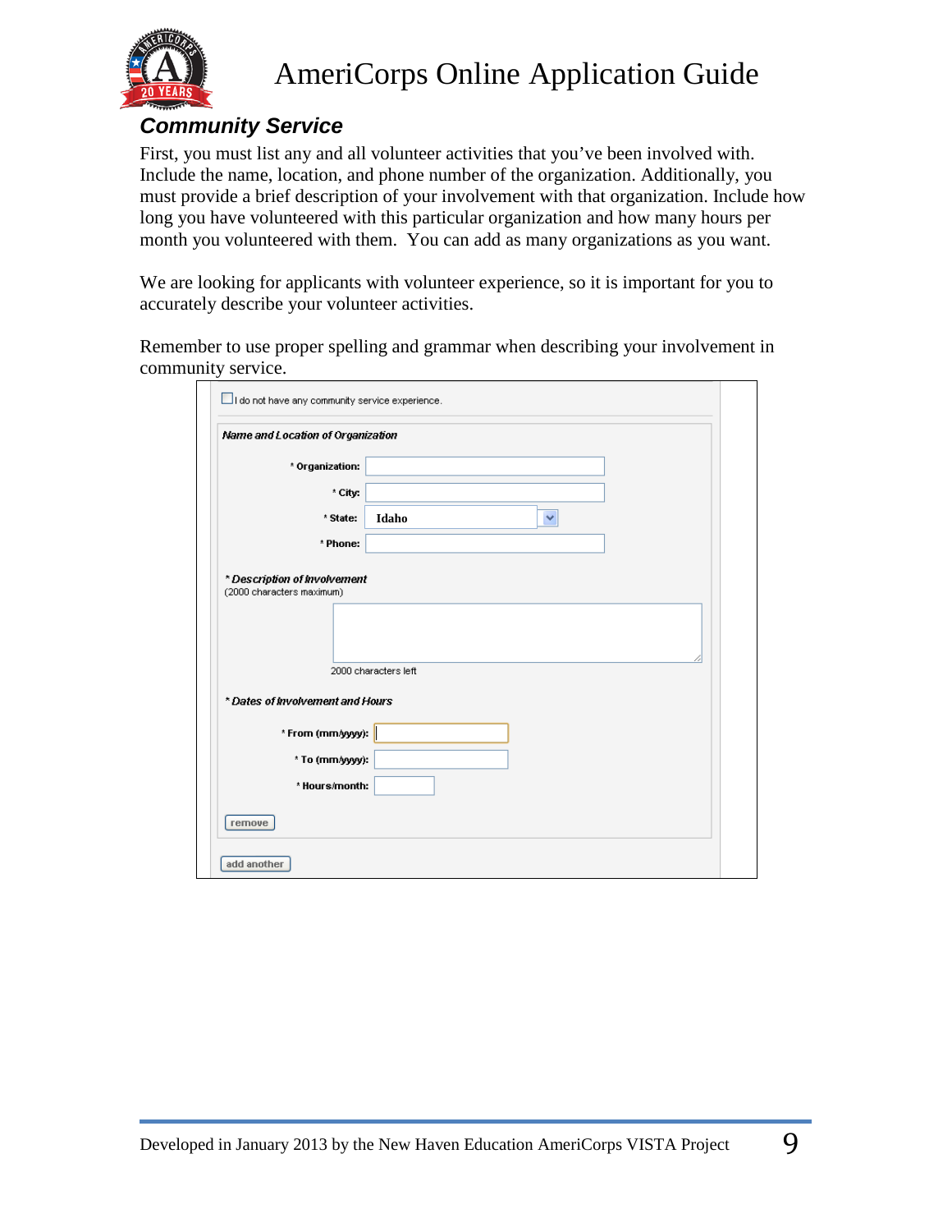## Community Service

First, you must list any and all volunteer activities that you've been involved with. Include the name, location, and phone number of the organization. Additionally, you must provide a brief description of your involvement with that organization. Include how long you have volunteered with this particular organization and how many hours per month you volunteered with them. You can add as many organizations as you want.

We are looking for applicants with volunteer experience, so it is important for you to accurately describe your volunteer activities.

Remember to use proper spelling and grammar when describing your involvement in community service.

☐ I do not have any community service experience.

*Name and Location of Organization*

* Organization:
* City:
* State: Idaho
* Phone:

*\* Description of Involvement*
(2000 characters maximum)

2000 characters left

*\* Dates of Involvement and Hours*

* From (mm/yyyy):
* To (mm/yyyy):
* Hours/month:

remove

add another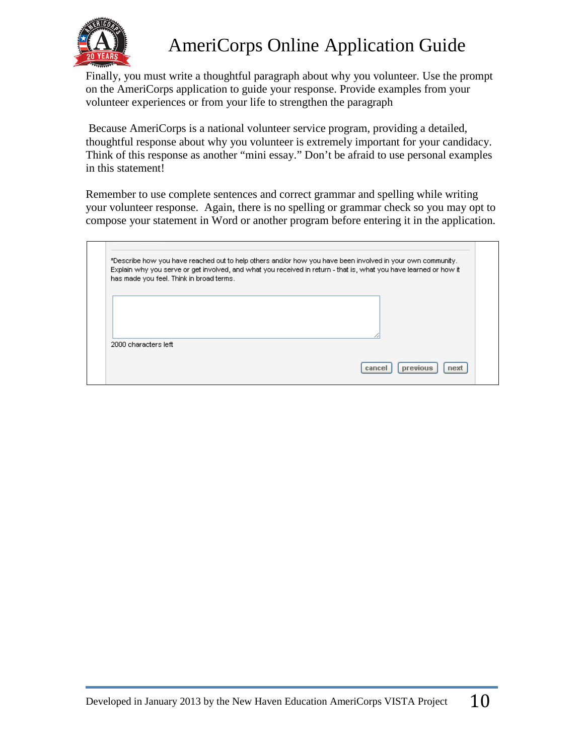Finally, you must write a thoughtful paragraph about why you volunteer. Use the prompt on the AmeriCorps application to guide your response. Provide examples from your volunteer experiences or from your life to strengthen the paragraph

Because AmeriCorps is a national volunteer service program, providing a detailed, thoughtful response about why you volunteer is extremely important for your candidacy. Think of this response as another "mini essay." Don't be afraid to use personal examples in this statement!

Remember to use complete sentences and correct grammar and spelling while writing your volunteer response. Again, there is no spelling or grammar check so you may opt to compose your statement in Word or another program before entering it in the application.

*Describe how you have reached out to help others and/or how you have been involved in your own community. Explain why you serve or get involved, and what you received in return - that is, what you have learned or how it has made you feel. Think in broad terms.

2000 characters left

cancel previous next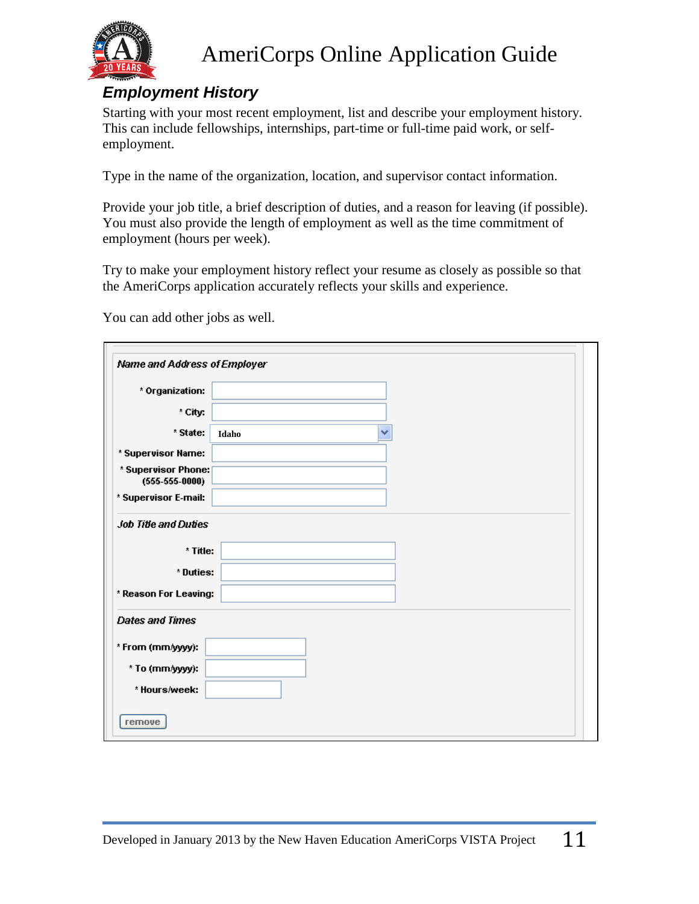## Employment History

Starting with your most recent employment, list and describe your employment history. This can include fellowships, internships, part-time or full-time paid work, or self-employment.

Type in the name of the organization, location, and supervisor contact information.

Provide your job title, a brief description of duties, and a reason for leaving (if possible). You must also provide the length of employment as well as the time commitment of employment (hours per week).

Try to make your employment history reflect your resume as closely as possible so that the AmeriCorps application accurately reflects your skills and experience.

You can add other jobs as well.

*Name and Address of Employer*

* Organization:
* City:
* State: Idaho
* Supervisor Name:
* Supervisor Phone: (555-555-0000)
* Supervisor E-mail:

*Job Title and Duties*

* Title:
* Duties:
* Reason For Leaving:

*Dates and Times*

* From (mm/yyyy):
* To (mm/yyyy):
* Hours/week:

remove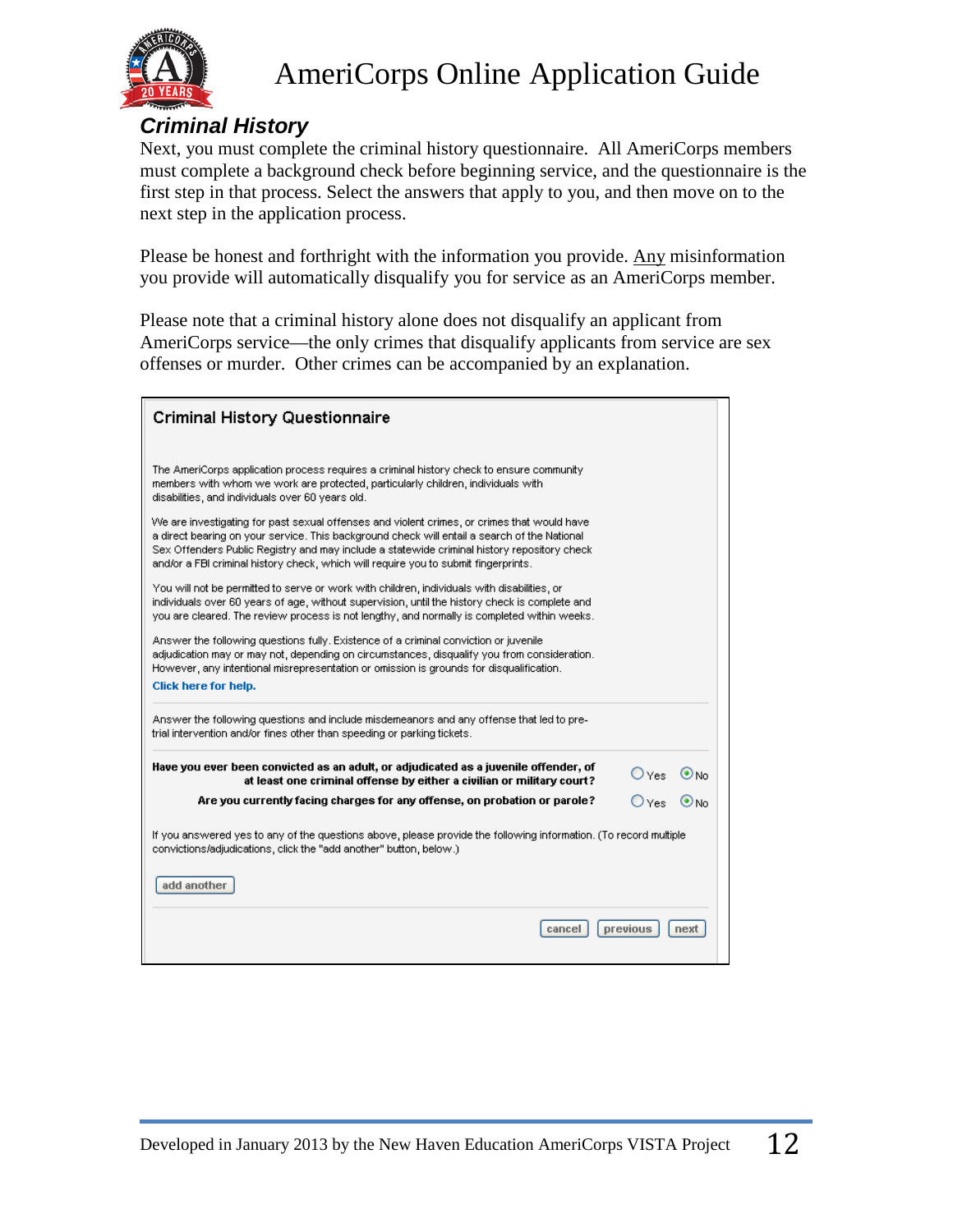## *Criminal History*

Next, you must complete the criminal history questionnaire. All AmeriCorps members must complete a background check before beginning service, and the questionnaire is the first step in that process. Select the answers that apply to you, and then move on to the next step in the application process.

Please be honest and forthright with the information you provide. <u>Any</u> misinformation you provide will automatically disqualify you for service as an AmeriCorps member.

Please note that a criminal history alone does not disqualify an applicant from AmeriCorps service—the only crimes that disqualify applicants from service are sex offenses or murder. Other crimes can be accompanied by an explanation.

### Criminal History Questionnaire

The AmeriCorps application process requires a criminal history check to ensure community members with whom we work are protected, particularly children, individuals with disabilities, and individuals over 60 years old.

We are investigating for past sexual offenses and violent crimes, or crimes that would have a direct bearing on your service. This background check will entail a search of the National Sex Offenders Public Registry and may include a statewide criminal history repository check and/or a FBI criminal history check, which will require you to submit fingerprints.

You will not be permitted to serve or work with children, individuals with disabilities, or individuals over 60 years of age, without supervision, until the history check is complete and you are cleared. The review process is not lengthy, and normally is completed within weeks.

Answer the following questions fully. Existence of a criminal conviction or juvenile adjudication may or may not, depending on circumstances, disqualify you from consideration. However, any intentional misrepresentation or omission is grounds for disqualification.

**Click here for help.**

Answer the following questions and include misdemeanors and any offense that led to pre-trial intervention and/or fines other than speeding or parking tickets.

**Have you ever been convicted as an adult, or adjudicated as a juvenile offender, of at least one criminal offense by either a civilian or military court?** ○ Yes ◉ No

**Are you currently facing charges for any offense, on probation or parole?** ○ Yes ◉ No

If you answered yes to any of the questions above, please provide the following information. (To record multiple convictions/adjudications, click the "add another" button, below.)

[add another]

[cancel] [previous] [next]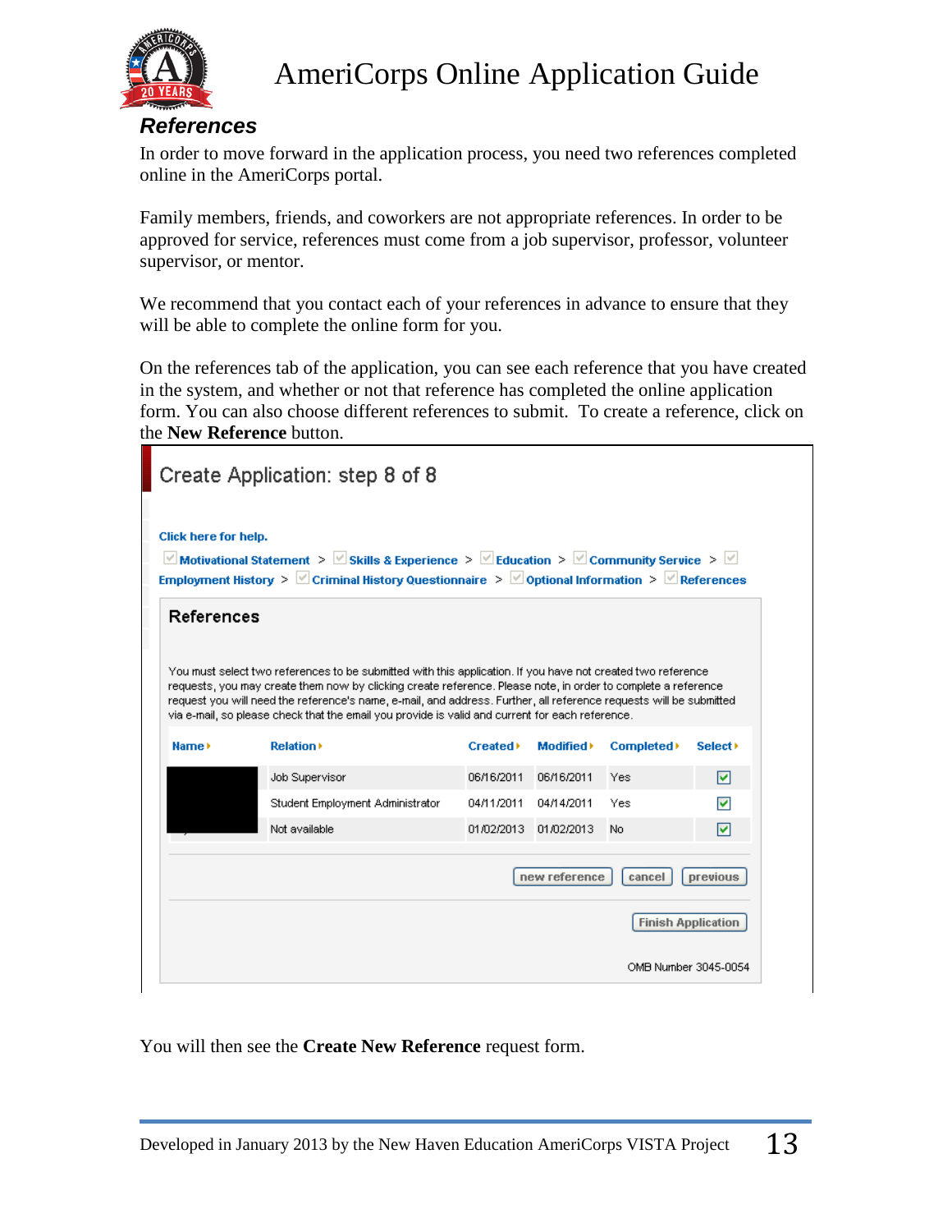## References

In order to move forward in the application process, you need two references completed online in the AmeriCorps portal.

Family members, friends, and coworkers are not appropriate references. In order to be approved for service, references must come from a job supervisor, professor, volunteer supervisor, or mentor.

We recommend that you contact each of your references in advance to ensure that they will be able to complete the online form for you.

On the references tab of the application, you can see each reference that you have created in the system, and whether or not that reference has completed the online application form. You can also choose different references to submit. To create a reference, click on the **New Reference** button.

### Create Application: step 8 of 8

Click here for help.

Motivational Statement > Skills & Experience > Education > Community Service > Employment History > Criminal History Questionnaire > Optional Information > References

#### References

You must select two references to be submitted with this application. If you have not created two reference requests, you may create them now by clicking create reference. Please note, in order to complete a reference request you will need the reference's name, e-mail, and address. Further, all reference requests will be submitted via e-mail, so please check that the email you provide is valid and current for each reference.

| Name | Relation | Created | Modified | Completed | Select |
|---|---|---|---|---|---|
| | Job Supervisor | 06/16/2011 | 06/16/2011 | Yes | ☑ |
| | Student Employment Administrator | 04/11/2011 | 04/14/2011 | Yes | ☑ |
| | Not available | 01/02/2013 | 01/02/2013 | No | ☑ |

new reference | cancel | previous

Finish Application

OMB Number 3045-0054

You will then see the **Create New Reference** request form.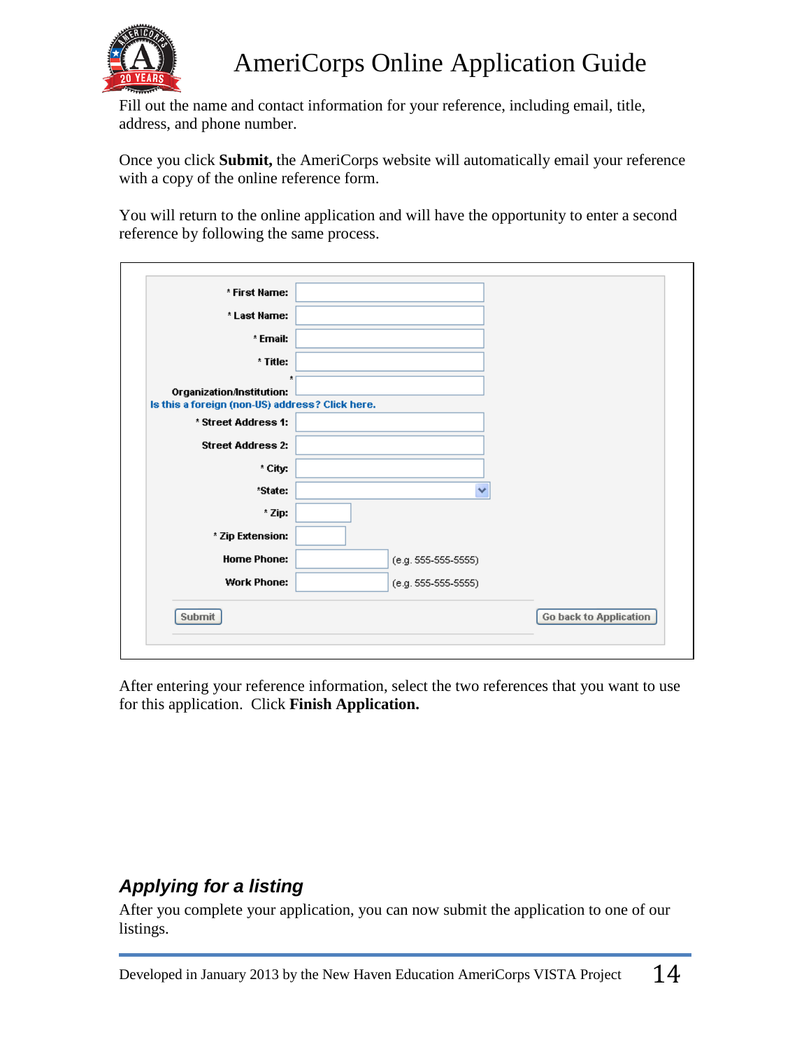Fill out the name and contact information for your reference, including email, title, address, and phone number.

Once you click **Submit,** the AmeriCorps website will automatically email your reference with a copy of the online reference form.

You will return to the online application and will have the opportunity to enter a second reference by following the same process.

* First Name:
* Last Name:
* Email:
* Title:
* Organization/Institution:

Is this a foreign (non-US) address? Click here.

* Street Address 1:

Street Address 2:

* City:
* State:
* Zip:
* Zip Extension:

Home Phone: (e.g. 555-555-5555)

Work Phone: (e.g. 555-555-5555)

Submit | Go back to Application

After entering your reference information, select the two references that you want to use for this application. Click **Finish Application.**

## *Applying for a listing*

After you complete your application, you can now submit the application to one of our listings.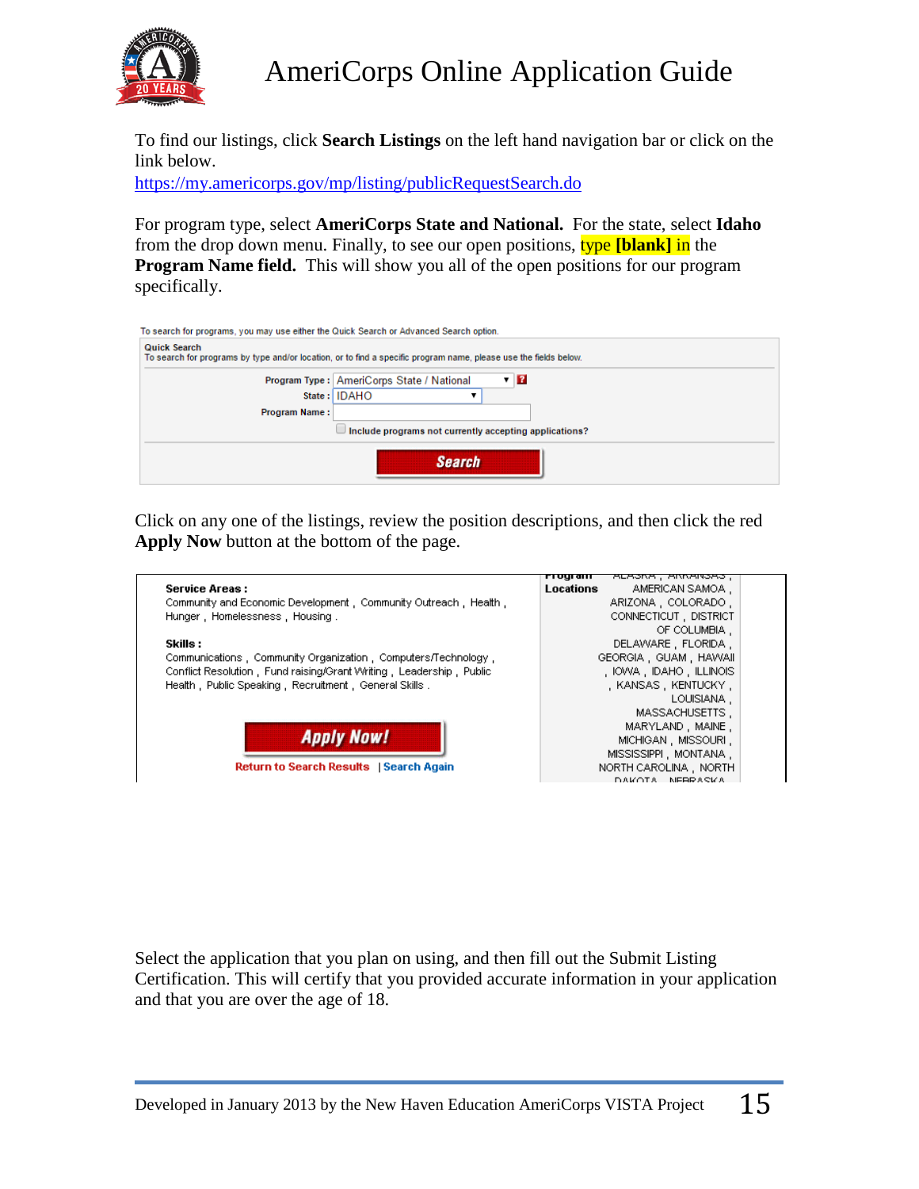To find our listings, click **Search Listings** on the left hand navigation bar or click on the link below.
https://my.americorps.gov/mp/listing/publicRequestSearch.do

For program type, select **AmeriCorps State and National.** For the state, select **Idaho** from the drop down menu. Finally, to see our open positions, type **[blank]** in the **Program Name field.** This will show you all of the open positions for our program specifically.

To search for programs, you may use either the Quick Search or Advanced Search option.

Quick Search
To search for programs by type and/or location, or to find a specific program name, please use the fields below.

Program Type : AmeriCorps State / National
State : IDAHO
Program Name :
Include programs not currently accepting applications?

Search

Click on any one of the listings, review the position descriptions, and then click the red **Apply Now** button at the bottom of the page.

**Service Areas :**
Community and Economic Development , Community Outreach , Health , Hunger , Homelessness , Housing .

**Skills :**
Communications , Community Organization , Computers/Technology , Conflict Resolution , Fund raising/Grant Writing , Leadership , Public Health , Public Speaking , Recruitment , General Skills .

Apply Now!

Return to Search Results | Search Again

**Program Locations** ALASKA , ARKANSAS , AMERICAN SAMOA , ARIZONA , COLORADO , CONNECTICUT , DISTRICT OF COLUMBIA , DELAWARE , FLORIDA , GEORGIA , GUAM , HAWAII , IOWA , IDAHO , ILLINOIS , KANSAS , KENTUCKY , LOUISIANA , MASSACHUSETTS , MARYLAND , MAINE , MICHIGAN , MISSOURI , MISSISSIPPI , MONTANA , NORTH CAROLINA , NORTH DAKOTA , NEBRASKA

Select the application that you plan on using, and then fill out the Submit Listing Certification. This will certify that you provided accurate information in your application and that you are over the age of 18.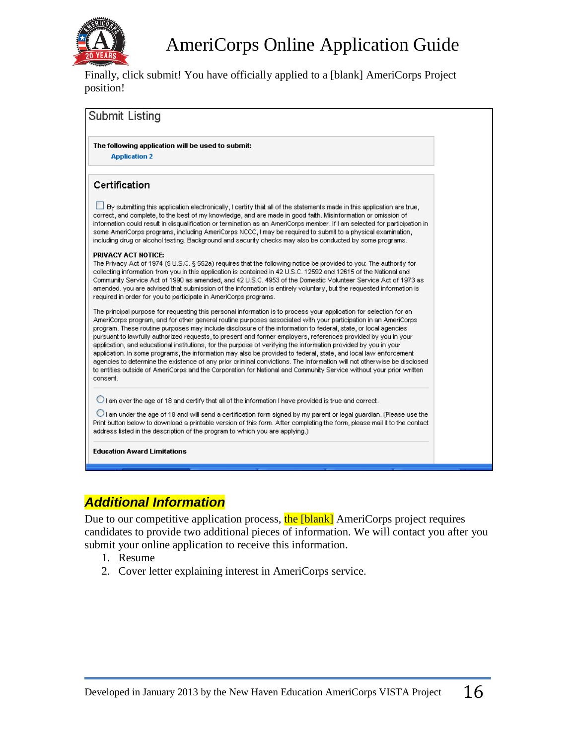Finally, click submit! You have officially applied to a [blank] AmeriCorps Project position!

Submit Listing

**The following application will be used to submit:**
Application 2

Certification

☐ By submitting this application electronically, I certify that all of the statements made in this application are true, correct, and complete, to the best of my knowledge, and are made in good faith. Misinformation or omission of information could result in disqualification or termination as an AmeriCorps member. If I am selected for participation in some AmeriCorps programs, including AmeriCorps NCCC, I may be required to submit to a physical examination, including drug or alcohol testing. Background and security checks may also be conducted by some programs.

**PRIVACY ACT NOTICE:**
The Privacy Act of 1974 (5 U.S.C. § 552a) requires that the following notice be provided to you: The authority for collecting information from you in this application is contained in 42 U.S.C. 12592 and 12615 of the National and Community Service Act of 1990 as amended, and 42 U.S.C. 4953 of the Domestic Volunteer Service Act of 1973 as amended. you are advised that submission of the information is entirely voluntary, but the requested information is required in order for you to participate in AmeriCorps programs.

The principal purpose for requesting this personal information is to process your application for selection for an AmeriCorps program, and for other general routine purposes associated with your participation in an AmeriCorps program. These routine purposes may include disclosure of the information to federal, state, or local agencies pursuant to lawfully authorized requests, to present and former employers, references provided by you in your application, and educational institutions, for the purpose of verifying the information provided by you in your application. In some programs, the information may also be provided to federal, state, and local law enforcement agencies to determine the existence of any prior criminal convictions. The information will not otherwise be disclosed to entities outside of AmeriCorps and the Corporation for National and Community Service without your prior written consent.

○ I am over the age of 18 and certify that all of the information I have provided is true and correct.

○ I am under the age of 18 and will send a certification form signed by my parent or legal guardian. (Please use the Print button below to download a printable version of this form. After completing the form, please mail it to the contact address listed in the description of the program to which you are applying.)

**Education Award Limitations**

## *Additional Information*

Due to our competitive application process, the [blank] AmeriCorps project requires candidates to provide two additional pieces of information. We will contact you after you submit your online application to receive this information.

1. Resume
2. Cover letter explaining interest in AmeriCorps service.